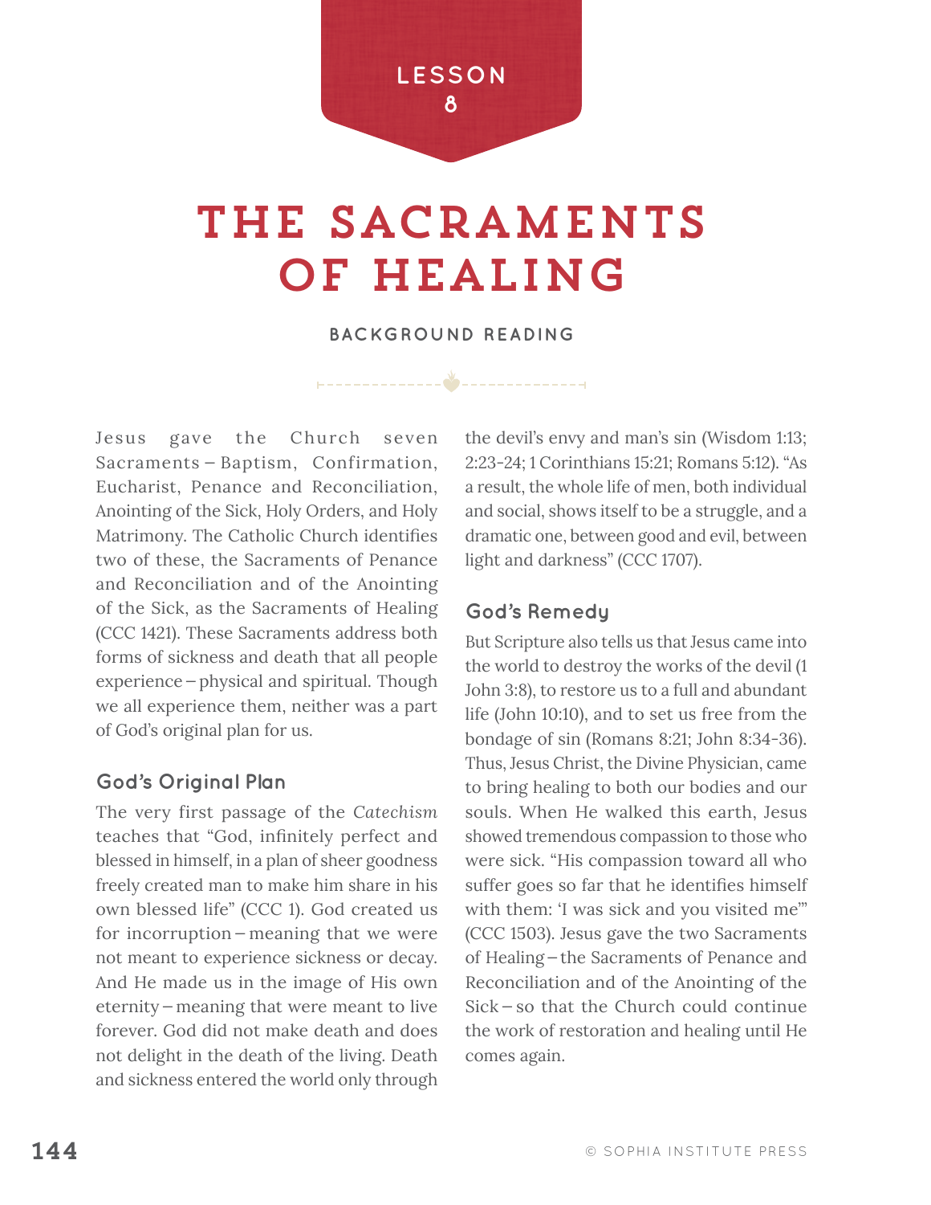LESSON 8

# THE SACRAMENTS OF HEALING

### BACKGROUND READING

Jesus gave the Church seven Sacraments – Baptism, Confirmation, Eucharist, Penance and Reconciliation, Anointing of the Sick, Holy Orders, and Holy Matrimony. The Catholic Church identifies two of these, the Sacraments of Penance and Reconciliation and of the Anointing of the Sick, as the Sacraments of Healing (CCC 1421). These Sacraments address both forms of sickness and death that all people experience – physical and spiritual. Though we all experience them, neither was a part of God's original plan for us.

## God's Original Plan

The very first passage of the *Catechism* teaches that "God, infinitely perfect and blessed in himself, in a plan of sheer goodness freely created man to make him share in his own blessed life" (CCC 1). God created us for incorruption – meaning that we were not meant to experience sickness or decay. And He made us in the image of His own eternity – meaning that were meant to live forever. God did not make death and does not delight in the death of the living. Death and sickness entered the world only through the devil's envy and man's sin (Wisdom 1:13; 2:23-24; 1 Corinthians 15:21; Romans 5:12). "As a result, the whole life of men, both individual and social, shows itself to be a struggle, and a dramatic one, between good and evil, between light and darkness" (CCC 1707).

## God's Remedy

But Scripture also tells us that Jesus came into the world to destroy the works of the devil (1 John 3:8), to restore us to a full and abundant life (John 10:10), and to set us free from the bondage of sin (Romans 8:21; John 8:34-36). Thus, Jesus Christ, the Divine Physician, came to bring healing to both our bodies and our souls. When He walked this earth, Jesus showed tremendous compassion to those who were sick. "His compassion toward all who suffer goes so far that he identifies himself with them: 'I was sick and you visited me'" (CCC 1503). Jesus gave the two Sacraments of Healing – the Sacraments of Penance and Reconciliation and of the Anointing of the Sick – so that the Church could continue the work of restoration and healing until He comes again.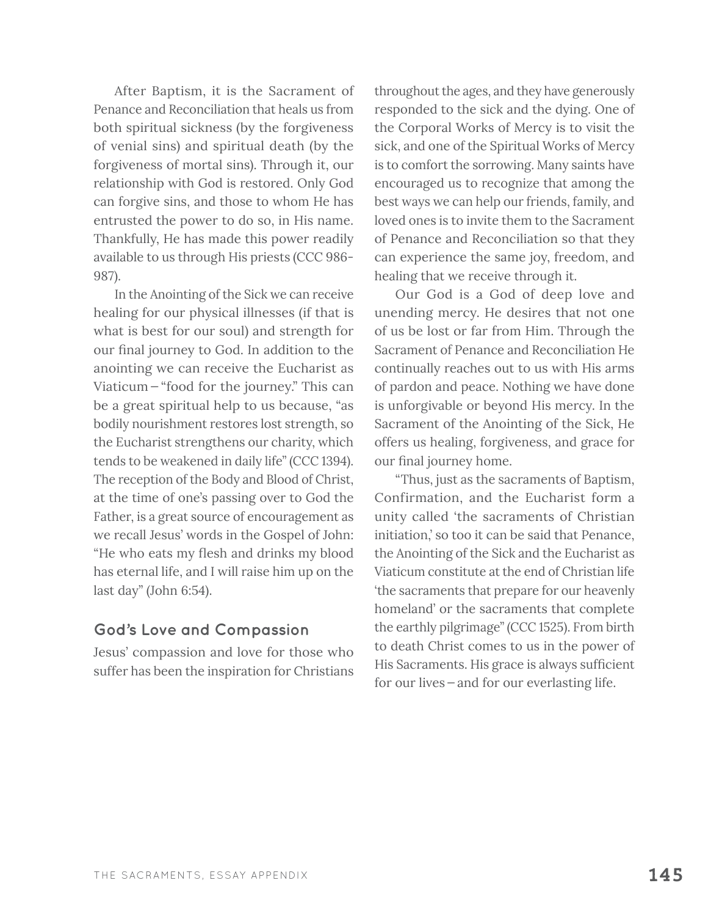After Baptism, it is the Sacrament of Penance and Reconciliation that heals us from both spiritual sickness (by the forgiveness of venial sins) and spiritual death (by the forgiveness of mortal sins). Through it, our relationship with God is restored. Only God can forgive sins, and those to whom He has entrusted the power to do so, in His name. Thankfully, He has made this power readily available to us through His priests (CCC 986-987).

In the Anointing of the Sick we can receive healing for our physical illnesses (if that is what is best for our soul) and strength for our final journey to God. In addition to the anointing we can receive the Eucharist as Viaticum – "food for the journey." This can be a great spiritual help to us because, "as bodily nourishment restores lost strength, so the Eucharist strengthens our charity, which tends to be weakened in daily life" (CCC 1394). The reception of the Body and Blood of Christ, at the time of one's passing over to God the Father, is a great source of encouragement as we recall Jesus' words in the Gospel of John: "He who eats my flesh and drinks my blood has eternal life, and I will raise him up on the last day" (John 6:54).

### God's Love and Compassion

Jesus' compassion and love for those who suffer has been the inspiration for Christians throughout the ages, and they have generously responded to the sick and the dying. One of the Corporal Works of Mercy is to visit the sick, and one of the Spiritual Works of Mercy is to comfort the sorrowing. Many saints have encouraged us to recognize that among the best ways we can help our friends, family, and loved ones is to invite them to the Sacrament of Penance and Reconciliation so that they can experience the same joy, freedom, and healing that we receive through it.

Our God is a God of deep love and unending mercy. He desires that not one of us be lost or far from Him. Through the Sacrament of Penance and Reconciliation He continually reaches out to us with His arms of pardon and peace. Nothing we have done is unforgivable or beyond His mercy. In the Sacrament of the Anointing of the Sick, He offers us healing, forgiveness, and grace for our final journey home.

"Thus, just as the sacraments of Baptism, Confirmation, and the Eucharist form a unity called 'the sacraments of Christian initiation,' so too it can be said that Penance, the Anointing of the Sick and the Eucharist as Viaticum constitute at the end of Christian life 'the sacraments that prepare for our heavenly homeland' or the sacraments that complete the earthly pilgrimage" (CCC 1525). From birth to death Christ comes to us in the power of His Sacraments. His grace is always sufficient for our lives – and for our everlasting life.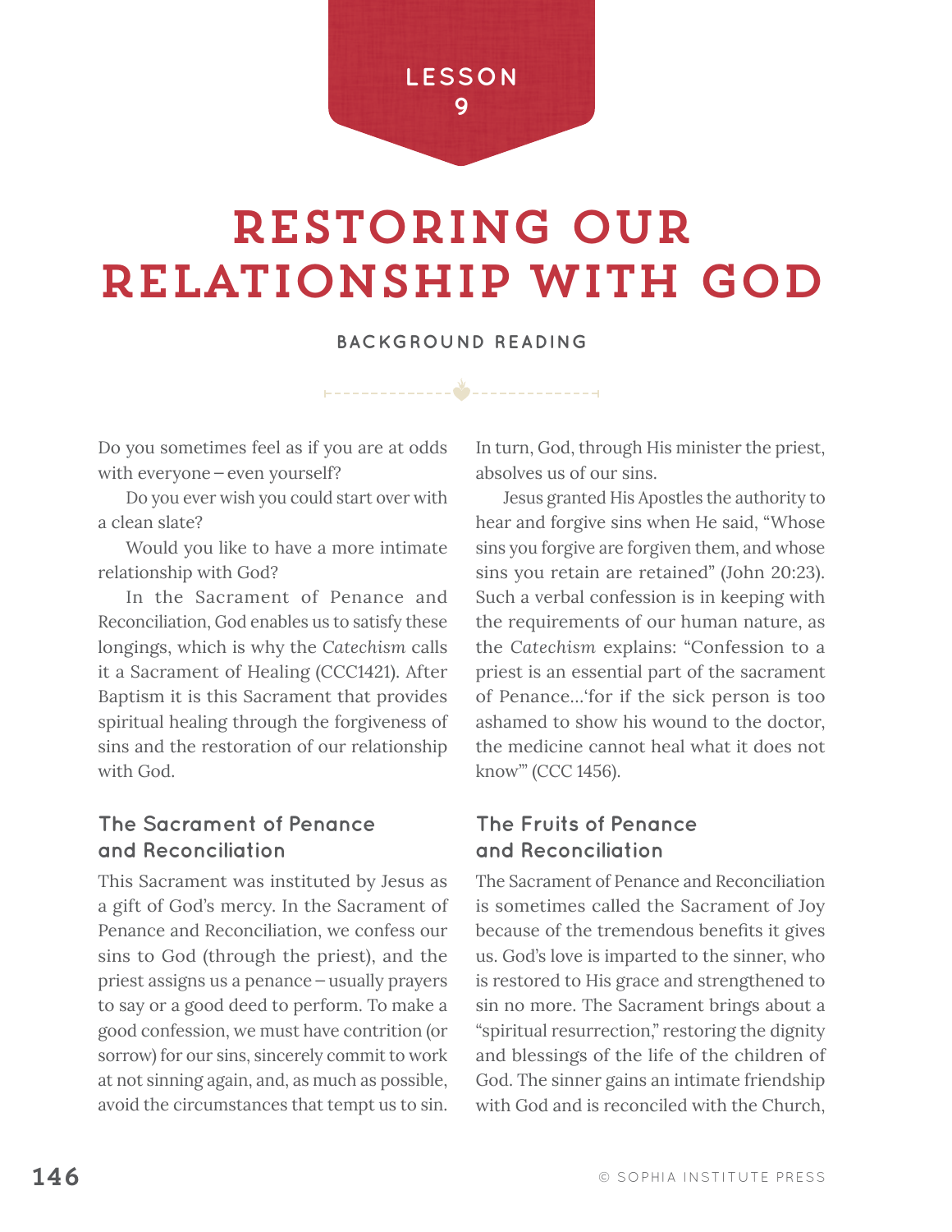LESSON 9

# RESTORING OUR RELATIONSHIP WITH GOD

BACKGROUND READING

Do you sometimes feel as if you are at odds with everyone – even yourself?

Do you ever wish you could start over with a clean slate?

Would you like to have a more intimate relationship with God?

In the Sacrament of Penance and Reconciliation, God enables us to satisfy these longings, which is why the *Catechism* calls it a Sacrament of Healing (CCC1421). After Baptism it is this Sacrament that provides spiritual healing through the forgiveness of sins and the restoration of our relationship with God.

## The Sacrament of Penance and Reconciliation

This Sacrament was instituted by Jesus as a gift of God's mercy. In the Sacrament of Penance and Reconciliation, we confess our sins to God (through the priest), and the priest assigns us a penance – usually prayers to say or a good deed to perform. To make a good confession, we must have contrition (or sorrow) for our sins, sincerely commit to work at not sinning again, and, as much as possible, avoid the circumstances that tempt us to sin. In turn, God, through His minister the priest, absolves us of our sins.

Jesus granted His Apostles the authority to hear and forgive sins when He said, "Whose sins you forgive are forgiven them, and whose sins you retain are retained" (John 20:23). Such a verbal confession is in keeping with the requirements of our human nature, as the *Catechism* explains: "Confession to a priest is an essential part of the sacrament of Penance…'for if the sick person is too ashamed to show his wound to the doctor, the medicine cannot heal what it does not know'" (CCC 1456).

## The Fruits of Penance and Reconciliation

The Sacrament of Penance and Reconciliation is sometimes called the Sacrament of Joy because of the tremendous benefits it gives us. God's love is imparted to the sinner, who is restored to His grace and strengthened to sin no more. The Sacrament brings about a "spiritual resurrection," restoring the dignity and blessings of the life of the children of God. The sinner gains an intimate friendship with God and is reconciled with the Church,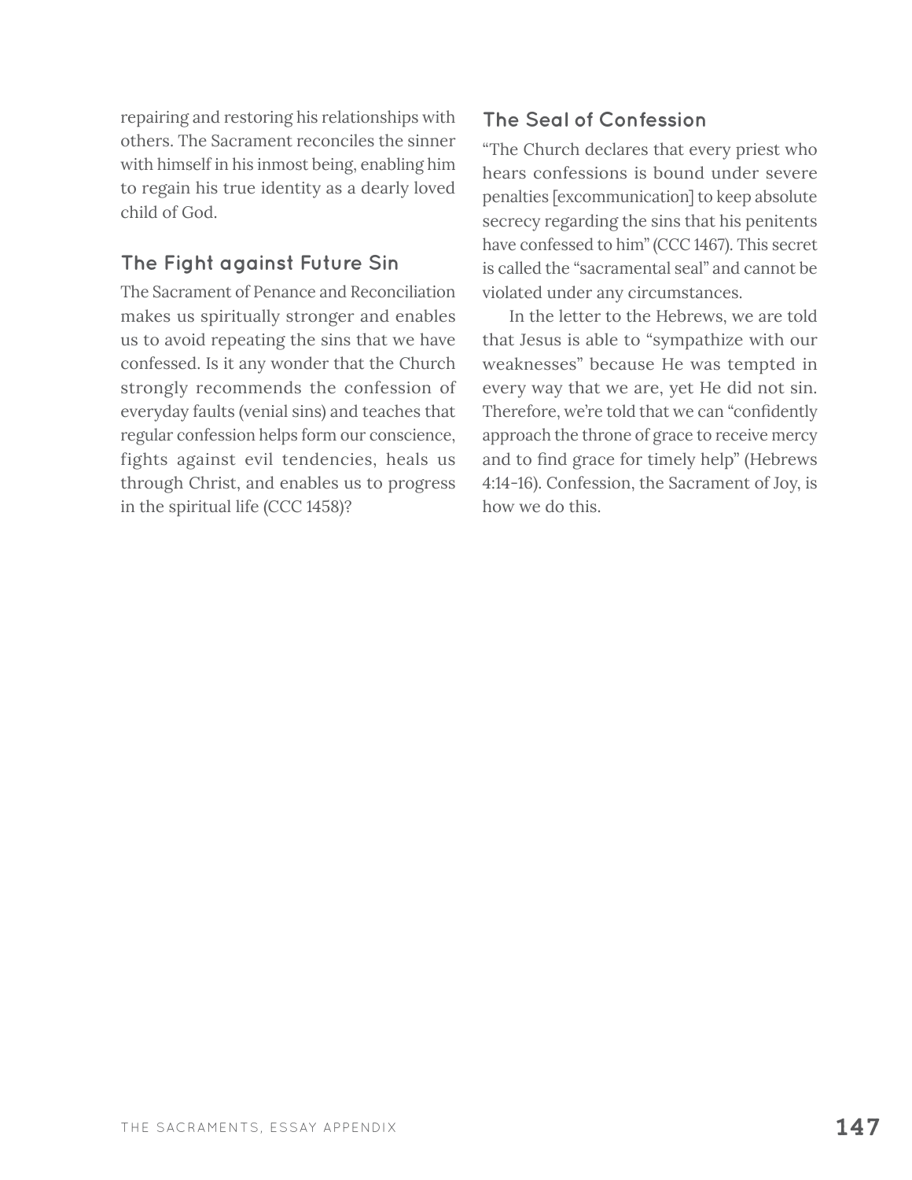repairing and restoring his relationships with others. The Sacrament reconciles the sinner with himself in his inmost being, enabling him to regain his true identity as a dearly loved child of God.

### The Fight against Future Sin

The Sacrament of Penance and Reconciliation makes us spiritually stronger and enables us to avoid repeating the sins that we have confessed. Is it any wonder that the Church strongly recommends the confession of everyday faults (venial sins) and teaches that regular confession helps form our conscience, fights against evil tendencies, heals us through Christ, and enables us to progress in the spiritual life (CCC 1458)?

### The Seal of Confession

"The Church declares that every priest who hears confessions is bound under severe penalties [excommunication] to keep absolute secrecy regarding the sins that his penitents have confessed to him" (CCC 1467). This secret is called the "sacramental seal" and cannot be violated under any circumstances.

In the letter to the Hebrews, we are told that Jesus is able to "sympathize with our weaknesses" because He was tempted in every way that we are, yet He did not sin. Therefore, we're told that we can "confidently approach the throne of grace to receive mercy and to find grace for timely help" (Hebrews 4:14-16). Confession, the Sacrament of Joy, is how we do this.